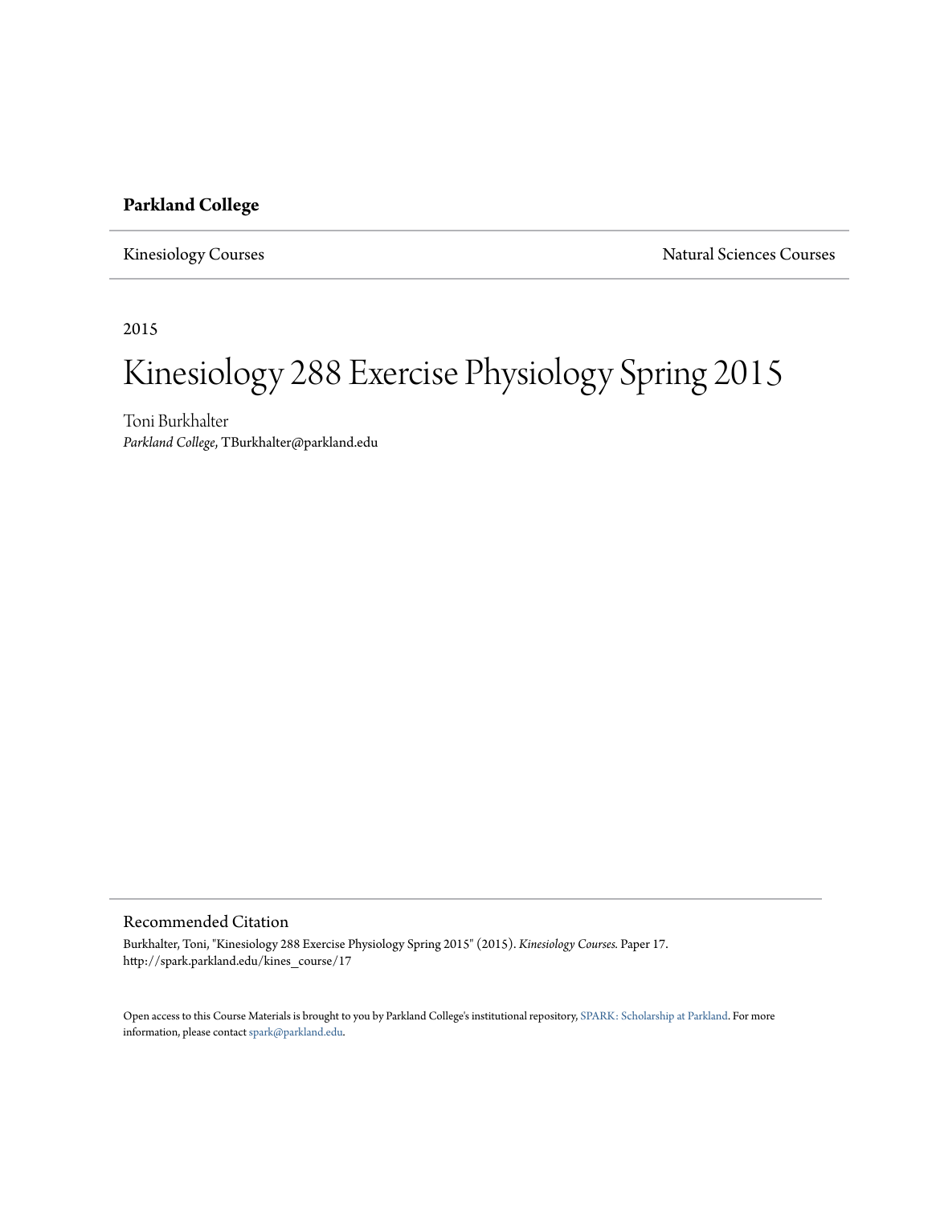**Parkland College**

Kinesiology Courses | Natural Sciences Courses

2015

# Kinesiology 288 Exercise Physiology Spring 2015

Toni Burkhalter
*Parkland College*, TBurkhalter@parkland.edu

## Recommended Citation

Burkhalter, Toni, "Kinesiology 288 Exercise Physiology Spring 2015" (2015). *Kinesiology Courses.* Paper 17.
http://spark.parkland.edu/kines_course/17

Open access to this Course Materials is brought to you by Parkland College's institutional repository, SPARK: Scholarship at Parkland. For more information, please contact spark@parkland.edu.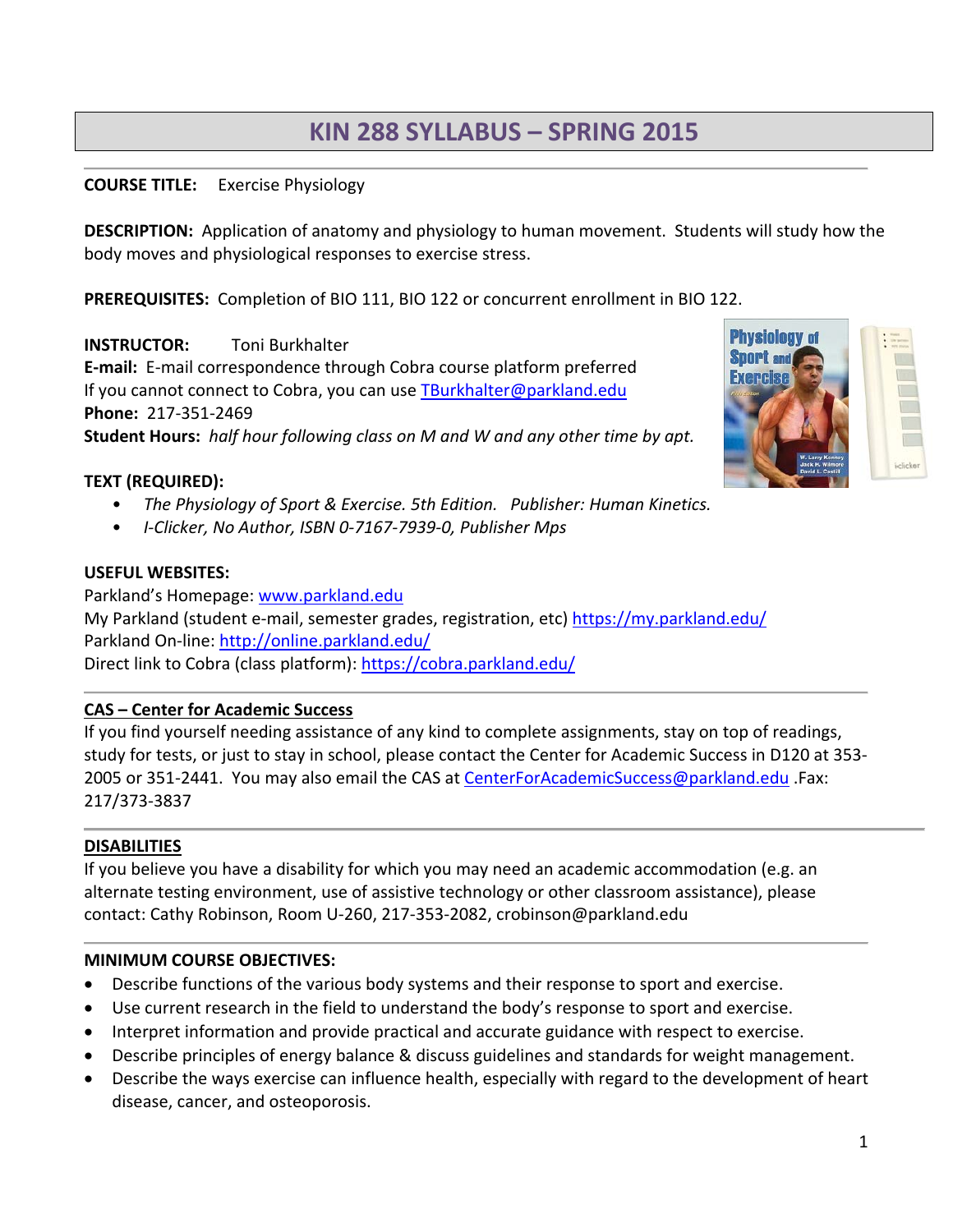# KIN 288 SYLLABUS – SPRING 2015

**COURSE TITLE:** Exercise Physiology

**DESCRIPTION:** Application of anatomy and physiology to human movement. Students will study how the body moves and physiological responses to exercise stress.

**PREREQUISITES:** Completion of BIO 111, BIO 122 or concurrent enrollment in BIO 122.

**INSTRUCTOR:** Toni Burkhalter
**E-mail:** E-mail correspondence through Cobra course platform preferred
If you cannot connect to Cobra, you can use TBurkhalter@parkland.edu
**Phone:** 217-351-2469
**Student Hours:** *half hour following class on M and W and any other time by apt.*

**TEXT (REQUIRED):**

- *The Physiology of Sport & Exercise. 5th Edition. Publisher: Human Kinetics.*
- *I-Clicker, No Author, ISBN 0-7167-7939-0, Publisher Mps*

**USEFUL WEBSITES:**
Parkland's Homepage: www.parkland.edu
My Parkland (student e-mail, semester grades, registration, etc) https://my.parkland.edu/
Parkland On-line: http://online.parkland.edu/
Direct link to Cobra (class platform): https://cobra.parkland.edu/

**CAS – Center for Academic Success**
If you find yourself needing assistance of any kind to complete assignments, stay on top of readings, study for tests, or just to stay in school, please contact the Center for Academic Success in D120 at 353-2005 or 351-2441. You may also email the CAS at CenterForAcademicSuccess@parkland.edu .Fax: 217/373-3837

**DISABILITIES**
If you believe you have a disability for which you may need an academic accommodation (e.g. an alternate testing environment, use of assistive technology or other classroom assistance), please contact: Cathy Robinson, Room U-260, 217-353-2082, crobinson@parkland.edu

**MINIMUM COURSE OBJECTIVES:**

- Describe functions of the various body systems and their response to sport and exercise.
- Use current research in the field to understand the body's response to sport and exercise.
- Interpret information and provide practical and accurate guidance with respect to exercise.
- Describe principles of energy balance & discuss guidelines and standards for weight management.
- Describe the ways exercise can influence health, especially with regard to the development of heart disease, cancer, and osteoporosis.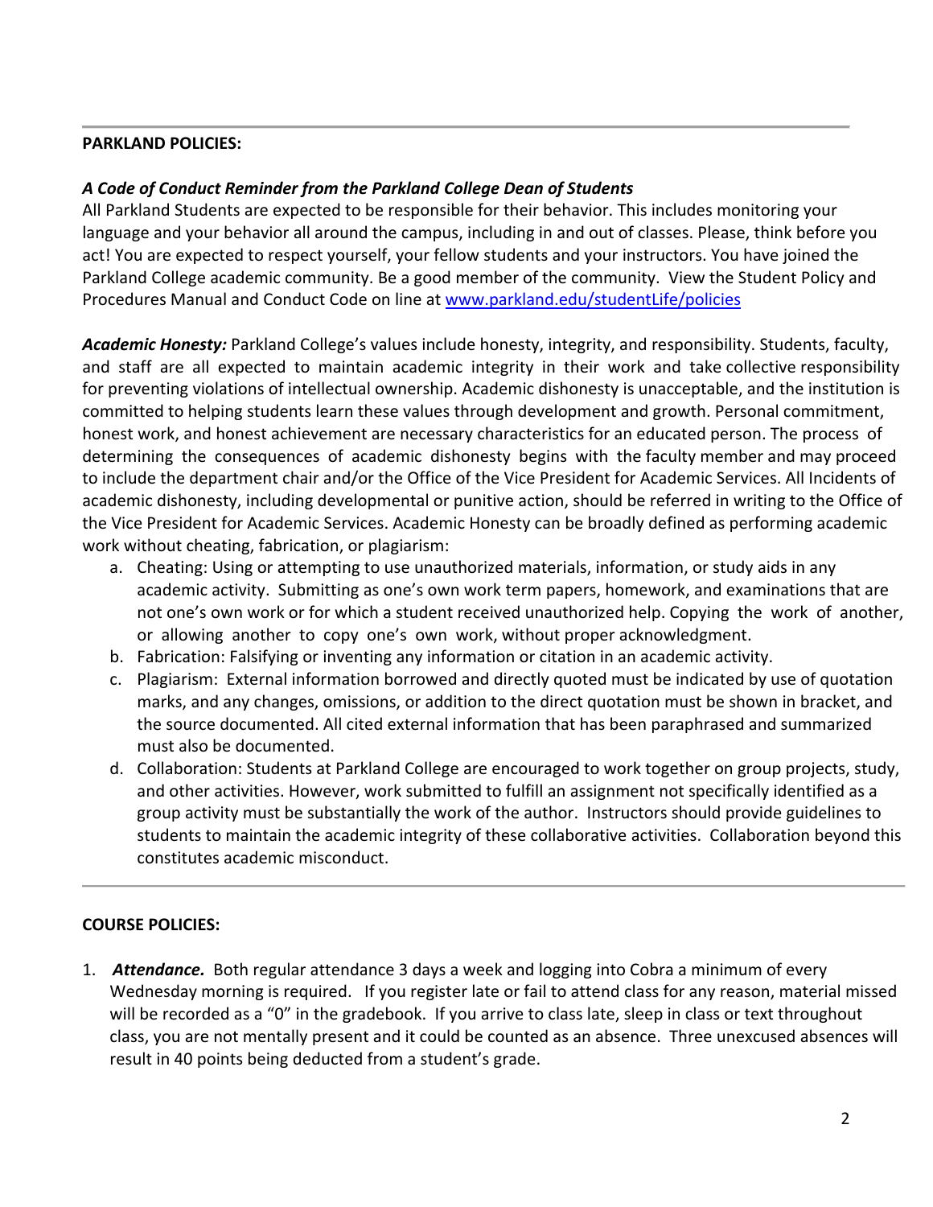**PARKLAND POLICIES:**

***A Code of Conduct Reminder from the Parkland College Dean of Students***

All Parkland Students are expected to be responsible for their behavior. This includes monitoring your language and your behavior all around the campus, including in and out of classes. Please, think before you act! You are expected to respect yourself, your fellow students and your instructors. You have joined the Parkland College academic community. Be a good member of the community. View the Student Policy and Procedures Manual and Conduct Code on line at [www.parkland.edu/studentLife/policies](www.parkland.edu/studentLife/policies)

***Academic Honesty:*** Parkland College's values include honesty, integrity, and responsibility. Students, faculty, and staff are all expected to maintain academic integrity in their work and take collective responsibility for preventing violations of intellectual ownership. Academic dishonesty is unacceptable, and the institution is committed to helping students learn these values through development and growth. Personal commitment, honest work, and honest achievement are necessary characteristics for an educated person. The process of determining the consequences of academic dishonesty begins with the faculty member and may proceed to include the department chair and/or the Office of the Vice President for Academic Services. All Incidents of academic dishonesty, including developmental or punitive action, should be referred in writing to the Office of the Vice President for Academic Services. Academic Honesty can be broadly defined as performing academic work without cheating, fabrication, or plagiarism:

a. Cheating: Using or attempting to use unauthorized materials, information, or study aids in any academic activity. Submitting as one's own work term papers, homework, and examinations that are not one's own work or for which a student received unauthorized help. Copying the work of another, or allowing another to copy one's own work, without proper acknowledgment.
b. Fabrication: Falsifying or inventing any information or citation in an academic activity.
c. Plagiarism: External information borrowed and directly quoted must be indicated by use of quotation marks, and any changes, omissions, or addition to the direct quotation must be shown in bracket, and the source documented. All cited external information that has been paraphrased and summarized must also be documented.
d. Collaboration: Students at Parkland College are encouraged to work together on group projects, study, and other activities. However, work submitted to fulfill an assignment not specifically identified as a group activity must be substantially the work of the author. Instructors should provide guidelines to students to maintain the academic integrity of these collaborative activities. Collaboration beyond this constitutes academic misconduct.

---

**COURSE POLICIES:**

1. ***Attendance.*** Both regular attendance 3 days a week and logging into Cobra a minimum of every Wednesday morning is required. If you register late or fail to attend class for any reason, material missed will be recorded as a "0" in the gradebook. If you arrive to class late, sleep in class or text throughout class, you are not mentally present and it could be counted as an absence. Three unexcused absences will result in 40 points being deducted from a student's grade.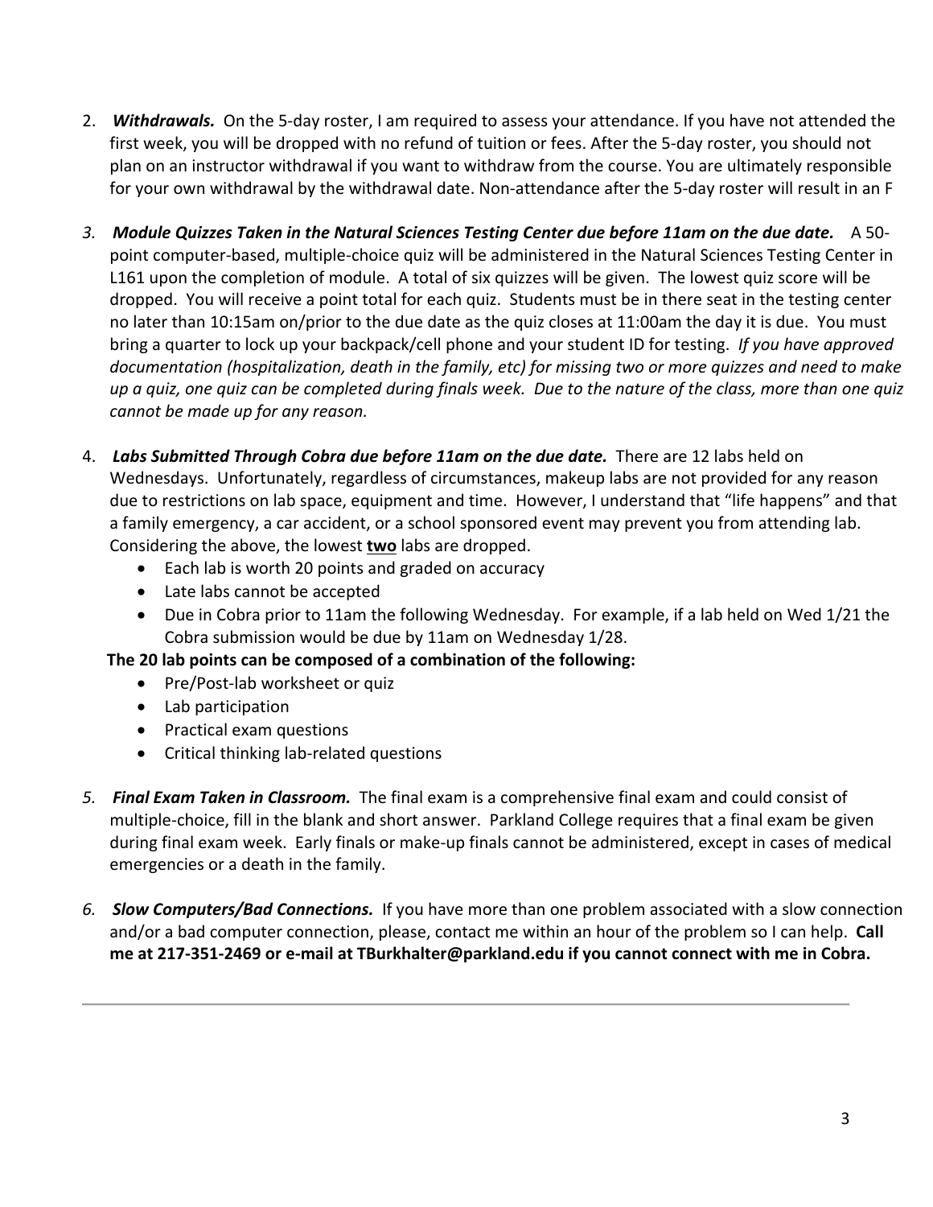2. ***Withdrawals.*** On the 5-day roster, I am required to assess your attendance. If you have not attended the first week, you will be dropped with no refund of tuition or fees. After the 5-day roster, you should not plan on an instructor withdrawal if you want to withdraw from the course. You are ultimately responsible for your own withdrawal by the withdrawal date. Non-attendance after the 5-day roster will result in an F

3. ***Module Quizzes Taken in the Natural Sciences Testing Center due before 11am on the due date.*** A 50-point computer-based, multiple-choice quiz will be administered in the Natural Sciences Testing Center in L161 upon the completion of module. A total of six quizzes will be given. The lowest quiz score will be dropped. You will receive a point total for each quiz. Students must be in there seat in the testing center no later than 10:15am on/prior to the due date as the quiz closes at 11:00am the day it is due. You must bring a quarter to lock up your backpack/cell phone and your student ID for testing. *If you have approved documentation (hospitalization, death in the family, etc) for missing two or more quizzes and need to make up a quiz, one quiz can be completed during finals week. Due to the nature of the class, more than one quiz cannot be made up for any reason.*

4. ***Labs Submitted Through Cobra due before 11am on the due date.*** There are 12 labs held on Wednesdays. Unfortunately, regardless of circumstances, makeup labs are not provided for any reason due to restrictions on lab space, equipment and time. However, I understand that "life happens" and that a family emergency, a car accident, or a school sponsored event may prevent you from attending lab. Considering the above, the lowest **two** labs are dropped.
   - Each lab is worth 20 points and graded on accuracy
   - Late labs cannot be accepted
   - Due in Cobra prior to 11am the following Wednesday. For example, if a lab held on Wed 1/21 the Cobra submission would be due by 11am on Wednesday 1/28.

   **The 20 lab points can be composed of a combination of the following:**
   - Pre/Post-lab worksheet or quiz
   - Lab participation
   - Practical exam questions
   - Critical thinking lab-related questions

5. ***Final Exam Taken in Classroom.*** The final exam is a comprehensive final exam and could consist of multiple-choice, fill in the blank and short answer. Parkland College requires that a final exam be given during final exam week. Early finals or make-up finals cannot be administered, except in cases of medical emergencies or a death in the family.

6. ***Slow Computers/Bad Connections.*** If you have more than one problem associated with a slow connection and/or a bad computer connection, please, contact me within an hour of the problem so I can help. **Call me at 217-351-2469 or e-mail at TBurkhalter@parkland.edu if you cannot connect with me in Cobra.**

---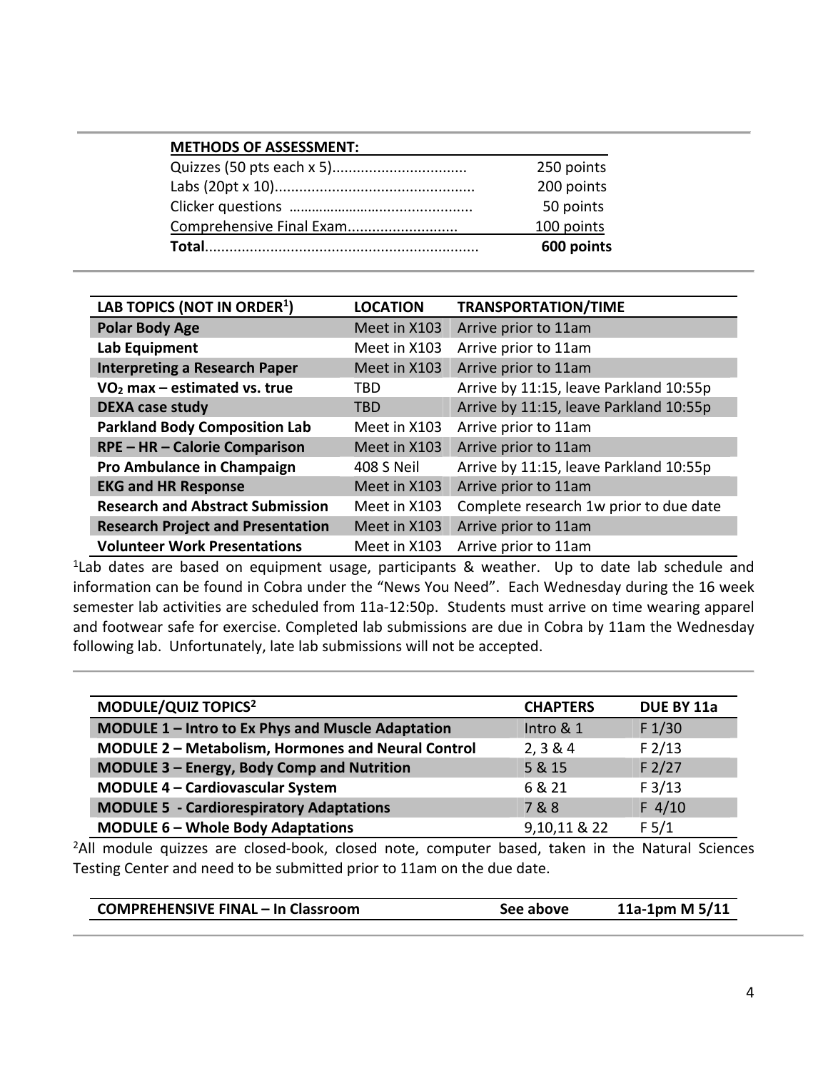| **METHODS OF ASSESSMENT:** | |
|---|---|
| Quizzes (50 pts each x 5)................................ | 250 points |
| Labs (20pt x 10)................................................ | 200 points |
| Clicker questions ............................................. | 50 points |
| Comprehensive Final Exam........................... | 100 points |
| **Total**.................................................................. | **600 points** |

| LAB TOPICS (NOT IN ORDER[1]) | LOCATION | TRANSPORTATION/TIME |
|---|---|---|
| **Polar Body Age** | Meet in X103 | Arrive prior to 11am |
| **Lab Equipment** | Meet in X103 | Arrive prior to 11am |
| **Interpreting a Research Paper** | Meet in X103 | Arrive prior to 11am |
| **$VO_2$ max – estimated vs. true** | TBD | Arrive by 11:15, leave Parkland 10:55p |
| **DEXA case study** | TBD | Arrive by 11:15, leave Parkland 10:55p |
| **Parkland Body Composition Lab** | Meet in X103 | Arrive prior to 11am |
| **RPE – HR – Calorie Comparison** | Meet in X103 | Arrive prior to 11am |
| **Pro Ambulance in Champaign** | 408 S Neil | Arrive by 11:15, leave Parkland 10:55p |
| **EKG and HR Response** | Meet in X103 | Arrive prior to 11am |
| **Research and Abstract Submission** | Meet in X103 | Complete research 1w prior to due date |
| **Research Project and Presentation** | Meet in X103 | Arrive prior to 11am |
| **Volunteer Work Presentations** | Meet in X103 | Arrive prior to 11am |

[1]Lab dates are based on equipment usage, participants & weather. Up to date lab schedule and information can be found in Cobra under the "News You Need". Each Wednesday during the 16 week semester lab activities are scheduled from 11a-12:50p. Students must arrive on time wearing apparel and footwear safe for exercise. Completed lab submissions are due in Cobra by 11am the Wednesday following lab. Unfortunately, late lab submissions will not be accepted.

| MODULE/QUIZ TOPICS[2] | CHAPTERS | DUE BY 11a |
|---|---|---|
| **MODULE 1 – Intro to Ex Phys and Muscle Adaptation** | Intro & 1 | F 1/30 |
| **MODULE 2 – Metabolism, Hormones and Neural Control** | 2, 3 & 4 | F 2/13 |
| **MODULE 3 – Energy, Body Comp and Nutrition** | 5 & 15 | F 2/27 |
| **MODULE 4 – Cardiovascular System** | 6 & 21 | F 3/13 |
| **MODULE 5 - Cardiorespiratory Adaptations** | 7 & 8 | F 4/10 |
| **MODULE 6 – Whole Body Adaptations** | 9,10,11 & 22 | F 5/1 |

[2]All module quizzes are closed-book, closed note, computer based, taken in the Natural Sciences Testing Center and need to be submitted prior to 11am on the due date.

| | | |
|---|---|---|
| **COMPREHENSIVE FINAL – In Classroom** | **See above** | **11a-1pm M 5/11** |